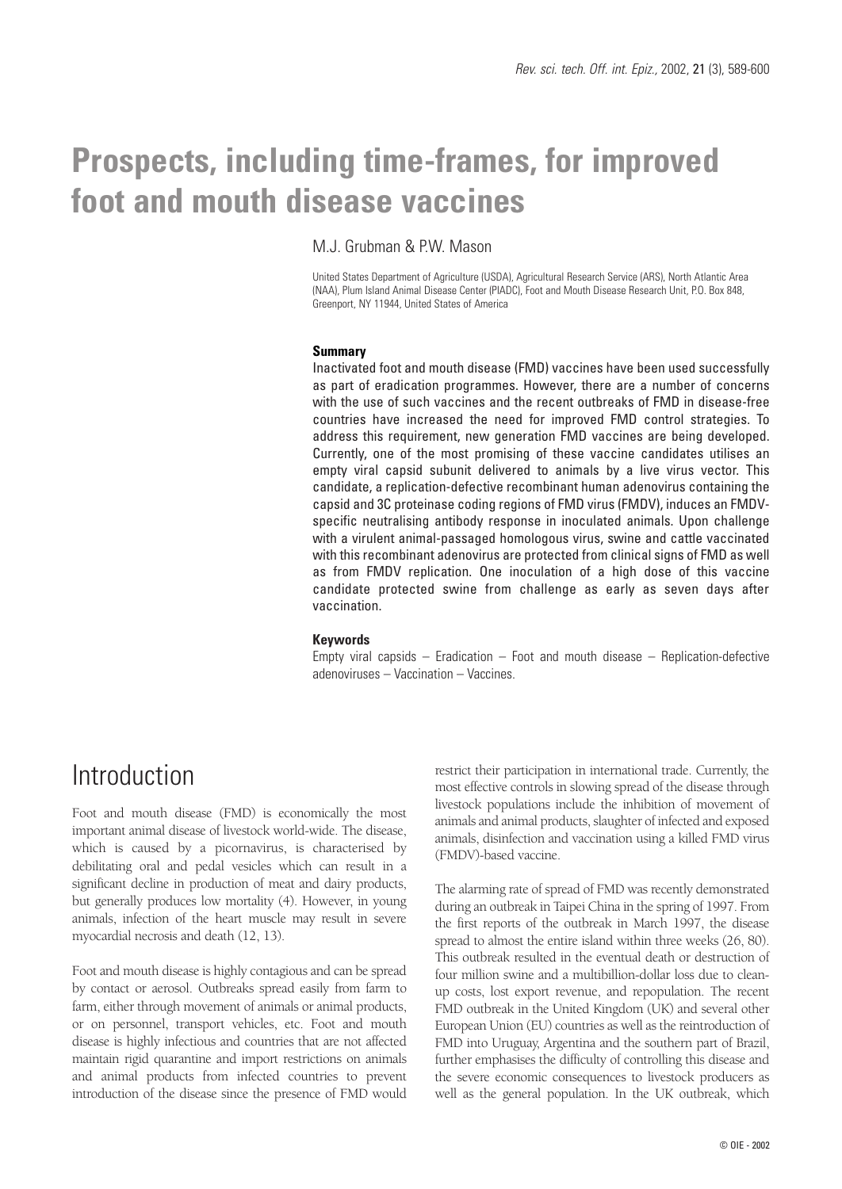# Prospects, including time-frames, for improved foot and mouth disease vaccines

M.J. Grubman & P.W. Mason

United States Department of Agriculture (USDA), Agricultural Research Service (ARS), North Atlantic Area (NAA), Plum Island Animal Disease Center (PIADC), Foot and Mouth Disease Research Unit, P.O. Box 848, Greenport, NY 11944, United States of America

### Summary

Inactivated foot and mouth disease (FMD) vaccines have been used successfully as part of eradication programmes. However, there are a number of concerns with the use of such vaccines and the recent outbreaks of FMD in disease-free countries have increased the need for improved FMD control strategies. To address this requirement, new generation FMD vaccines are being developed. Currently, one of the most promising of these vaccine candidates utilises an empty viral capsid subunit delivered to animals by a live virus vector. This candidate, a replication-defective recombinant human adenovirus containing the capsid and 3C proteinase coding regions of FMD virus (FMDV), induces an FMDV-specific neutralising antibody response in inoculated animals. Upon challenge with a virulent animal-passaged homologous virus, swine and cattle vaccinated with this recombinant adenovirus are protected from clinical signs of FMD as well as from FMDV replication. One inoculation of a high dose of this vaccine candidate protected swine from challenge as early as seven days after vaccination.

### Keywords

Empty viral capsids – Eradication – Foot and mouth disease – Replication-defective adenoviruses – Vaccination – Vaccines.

## Introduction

Foot and mouth disease (FMD) is economically the most important animal disease of livestock world-wide. The disease, which is caused by a picornavirus, is characterised by debilitating oral and pedal vesicles which can result in a significant decline in production of meat and dairy products, but generally produces low mortality (4). However, in young animals, infection of the heart muscle may result in severe myocardial necrosis and death (12, 13).

Foot and mouth disease is highly contagious and can be spread by contact or aerosol. Outbreaks spread easily from farm to farm, either through movement of animals or animal products, or on personnel, transport vehicles, etc. Foot and mouth disease is highly infectious and countries that are not affected maintain rigid quarantine and import restrictions on animals and animal products from infected countries to prevent introduction of the disease since the presence of FMD would restrict their participation in international trade. Currently, the most effective controls in slowing spread of the disease through livestock populations include the inhibition of movement of animals and animal products, slaughter of infected and exposed animals, disinfection and vaccination using a killed FMD virus (FMDV)-based vaccine.

The alarming rate of spread of FMD was recently demonstrated during an outbreak in Taipei China in the spring of 1997. From the first reports of the outbreak in March 1997, the disease spread to almost the entire island within three weeks (26, 80). This outbreak resulted in the eventual death or destruction of four million swine and a multibillion-dollar loss due to clean-up costs, lost export revenue, and repopulation. The recent FMD outbreak in the United Kingdom (UK) and several other European Union (EU) countries as well as the reintroduction of FMD into Uruguay, Argentina and the southern part of Brazil, further emphasises the difficulty of controlling this disease and the severe economic consequences to livestock producers as well as the general population. In the UK outbreak, which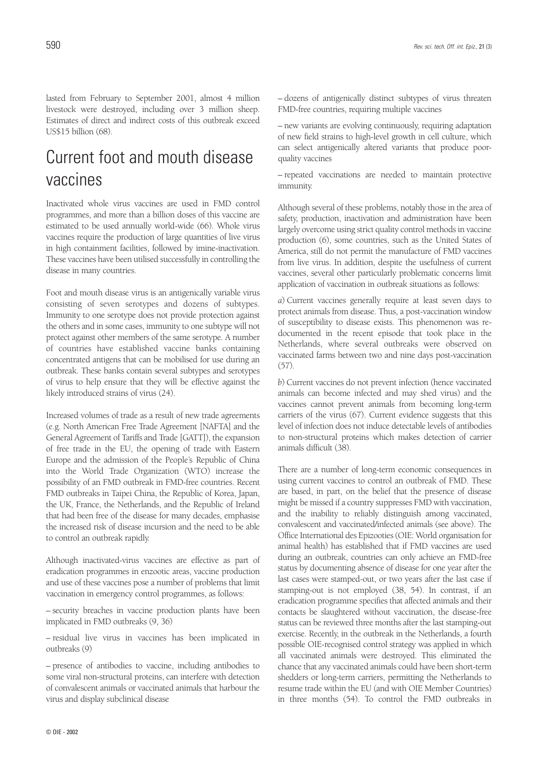lasted from February to September 2001, almost 4 million livestock were destroyed, including over 3 million sheep. Estimates of direct and indirect costs of this outbreak exceed US$15 billion (68).

# Current foot and mouth disease vaccines

Inactivated whole virus vaccines are used in FMD control programmes, and more than a billion doses of this vaccine are estimated to be used annually world-wide (66). Whole virus vaccines require the production of large quantities of live virus in high containment facilities, followed by imine-inactivation. These vaccines have been utilised successfully in controlling the disease in many countries.

Foot and mouth disease virus is an antigenically variable virus consisting of seven serotypes and dozens of subtypes. Immunity to one serotype does not provide protection against the others and in some cases, immunity to one subtype will not protect against other members of the same serotype. A number of countries have established vaccine banks containing concentrated antigens that can be mobilised for use during an outbreak. These banks contain several subtypes and serotypes of virus to help ensure that they will be effective against the likely introduced strains of virus (24).

Increased volumes of trade as a result of new trade agreements (e.g. North American Free Trade Agreement [NAFTA] and the General Agreement of Tariffs and Trade [GATT]), the expansion of free trade in the EU, the opening of trade with Eastern Europe and the admission of the People's Republic of China into the World Trade Organization (WTO) increase the possibility of an FMD outbreak in FMD-free countries. Recent FMD outbreaks in Taipei China, the Republic of Korea, Japan, the UK, France, the Netherlands, and the Republic of Ireland that had been free of the disease for many decades, emphasise the increased risk of disease incursion and the need to be able to control an outbreak rapidly.

Although inactivated-virus vaccines are effective as part of eradication programmes in enzootic areas, vaccine production and use of these vaccines pose a number of problems that limit vaccination in emergency control programmes, as follows:

– security breaches in vaccine production plants have been implicated in FMD outbreaks (9, 36)

– residual live virus in vaccines has been implicated in outbreaks (9)

– presence of antibodies to vaccine, including antibodies to some viral non-structural proteins, can interfere with detection of convalescent animals or vaccinated animals that harbour the virus and display subclinical disease

– dozens of antigenically distinct subtypes of virus threaten FMD-free countries, requiring multiple vaccines

– new variants are evolving continuously, requiring adaptation of new field strains to high-level growth in cell culture, which can select antigenically altered variants that produce poor-quality vaccines

– repeated vaccinations are needed to maintain protective immunity.

Although several of these problems, notably those in the area of safety, production, inactivation and administration have been largely overcome using strict quality control methods in vaccine production (6), some countries, such as the United States of America, still do not permit the manufacture of FMD vaccines from live virus. In addition, despite the usefulness of current vaccines, several other particularly problematic concerns limit application of vaccination in outbreak situations as follows:

*a)* Current vaccines generally require at least seven days to protect animals from disease. Thus, a post-vaccination window of susceptibility to disease exists. This phenomenon was re-documented in the recent episode that took place in the Netherlands, where several outbreaks were observed on vaccinated farms between two and nine days post-vaccination (57).

*b)* Current vaccines do not prevent infection (hence vaccinated animals can become infected and may shed virus) and the vaccines cannot prevent animals from becoming long-term carriers of the virus (67). Current evidence suggests that this level of infection does not induce detectable levels of antibodies to non-structural proteins which makes detection of carrier animals difficult (38).

There are a number of long-term economic consequences in using current vaccines to control an outbreak of FMD. These are based, in part, on the belief that the presence of disease might be missed if a country suppresses FMD with vaccination, and the inability to reliably distinguish among vaccinated, convalescent and vaccinated/infected animals (see above). The Office International des Epizooties (OIE: World organisation for animal health) has established that if FMD vaccines are used during an outbreak, countries can only achieve an FMD-free status by documenting absence of disease for one year after the last cases were stamped-out, or two years after the last case if stamping-out is not employed (38, 54). In contrast, if an eradication programme specifies that affected animals and their contacts be slaughtered without vaccination, the disease-free status can be reviewed three months after the last stamping-out exercise. Recently, in the outbreak in the Netherlands, a fourth possible OIE-recognised control strategy was applied in which all vaccinated animals were destroyed. This eliminated the chance that any vaccinated animals could have been short-term shedders or long-term carriers, permitting the Netherlands to resume trade within the EU (and with OIE Member Countries) in three months (54). To control the FMD outbreaks in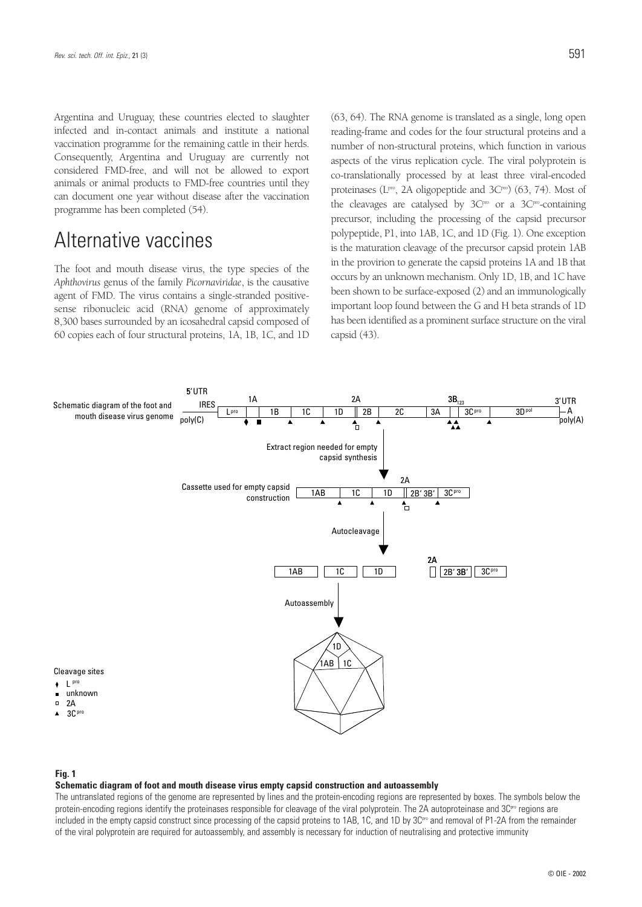Argentina and Uruguay, these countries elected to slaughter infected and in-contact animals and institute a national vaccination programme for the remaining cattle in their herds. Consequently, Argentina and Uruguay are currently not considered FMD-free, and will not be allowed to export animals or animal products to FMD-free countries until they can document one year without disease after the vaccination programme has been completed (54).

## Alternative vaccines

The foot and mouth disease virus, the type species of the *Aphthovirus* genus of the family *Picornaviridae*, is the causative agent of FMD. The virus contains a single-stranded positive-sense ribonucleic acid (RNA) genome of approximately 8,300 bases surrounded by an icosahedral capsid composed of 60 copies each of four structural proteins, 1A, 1B, 1C, and 1D (63, 64). The RNA genome is translated as a single, long open reading-frame and codes for the four structural proteins and a number of non-structural proteins, which function in various aspects of the virus replication cycle. The viral polyprotein is co-translationally processed by at least three viral-encoded proteinases ($L^{pro}$, 2A oligopeptide and $3C^{pro}$) (63, 74). Most of the cleavages are catalysed by $3C^{pro}$ or a $3C^{pro}$-containing precursor, including the processing of the capsid precursor polypeptide, P1, into 1AB, 1C, and 1D (Fig. 1). One exception is the maturation cleavage of the precursor capsid protein 1AB in the provirion to generate the capsid proteins 1A and 1B that occurs by an unknown mechanism. Only 1D, 1B, and 1C have been shown to be surface-exposed (2) and an immunologically important loop found between the G and H beta strands of 1D has been identified as a prominent surface structure on the viral capsid (43).

Schematic diagram of the foot and mouth disease virus genome

5′UTR IRES poly(C) | $L^{pro}$ | 1A | 1B | 1C | 1D | 2A | 2B | 2C | 3A | $3B_{123}$ | $3C^{pro}$ | $3D^{pol}$ | 3′UTR A poly(A)

Extract region needed for empty capsid synthesis

Cassette used for empty capsid construction: 1AB | 1C | 1D | 2A | 2B′ 3B′ | $3C^{pro}$

Autocleavage

1AB | 1C | 1D | 2A | 2B′ 3B′ | $3C^{pro}$

Autoassembly

1D, 1AB, 1C

Cleavage sites
- ♦ $L^{pro}$
- ■ unknown
- □ 2A
- ▲ $3C^{pro}$

**Fig. 1**
**Schematic diagram of foot and mouth disease virus empty capsid construction and autoassembly**

The untranslated regions of the genome are represented by lines and the protein-encoding regions are represented by boxes. The symbols below the protein-encoding regions identify the proteinases responsible for cleavage of the viral polyprotein. The 2A autoproteinase and $3C^{pro}$ regions are included in the empty capsid construct since processing of the capsid proteins to 1AB, 1C, and 1D by $3C^{pro}$ and removal of P1-2A from the remainder of the viral polyprotein are required for autoassembly, and assembly is necessary for induction of neutralising and protective immunity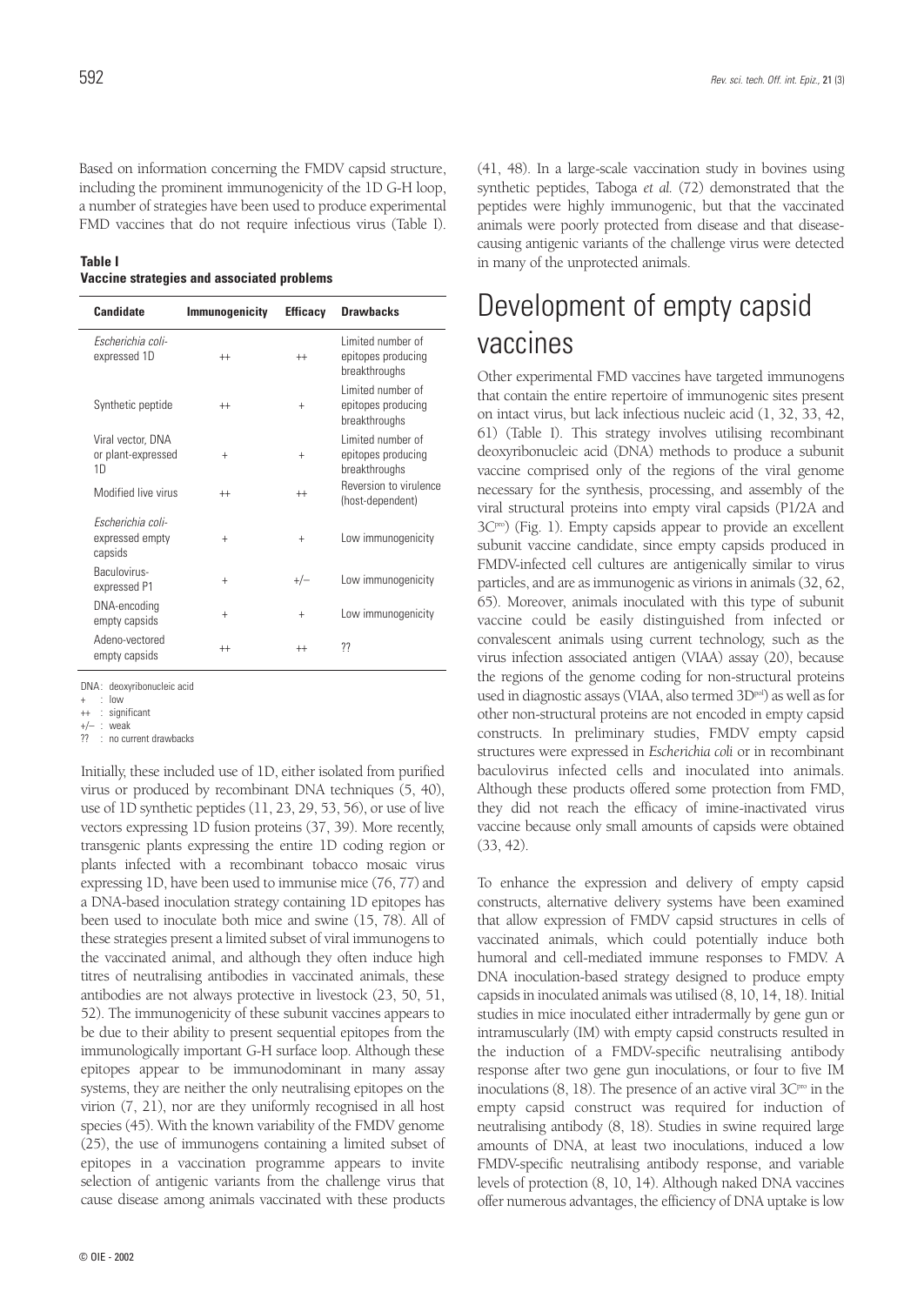Based on information concerning the FMDV capsid structure, including the prominent immunogenicity of the 1D G-H loop, a number of strategies have been used to produce experimental FMD vaccines that do not require infectious virus (Table I).

**Table I**
**Vaccine strategies and associated problems**

| Candidate | Immunogenicity | Efficacy | Drawbacks |
|---|---|---|---|
| *Escherichia coli*-expressed 1D | ++ | ++ | Limited number of epitopes producing breakthroughs |
| Synthetic peptide | ++ | + | Limited number of epitopes producing breakthroughs |
| Viral vector, DNA or plant-expressed 1D | + | + | Limited number of epitopes producing breakthroughs |
| Modified live virus | ++ | ++ | Reversion to virulence (host-dependent) |
| *Escherichia coli*-expressed empty capsids | + | + | Low immunogenicity |
| Baculovirus-expressed P1 | + | +/– | Low immunogenicity |
| DNA-encoding empty capsids | + | + | Low immunogenicity |
| Adeno-vectored empty capsids | ++ | ++ | ?? |

DNA: deoxyribonucleic acid
+ : low
++ : significant
+/– : weak
?? : no current drawbacks

Initially, these included use of 1D, either isolated from purified virus or produced by recombinant DNA techniques (5, 40), use of 1D synthetic peptides (11, 23, 29, 53, 56), or use of live vectors expressing 1D fusion proteins (37, 39). More recently, transgenic plants expressing the entire 1D coding region or plants infected with a recombinant tobacco mosaic virus expressing 1D, have been used to immunise mice (76, 77) and a DNA-based inoculation strategy containing 1D epitopes has been used to inoculate both mice and swine (15, 78). All of these strategies present a limited subset of viral immunogens to the vaccinated animal, and although they often induce high titres of neutralising antibodies in vaccinated animals, these antibodies are not always protective in livestock (23, 50, 51, 52). The immunogenicity of these subunit vaccines appears to be due to their ability to present sequential epitopes from the immunologically important G-H surface loop. Although these epitopes appear to be immunodominant in many assay systems, they are neither the only neutralising epitopes on the virion (7, 21), nor are they uniformly recognised in all host species (45). With the known variability of the FMDV genome (25), the use of immunogens containing a limited subset of epitopes in a vaccination programme appears to invite selection of antigenic variants from the challenge virus that cause disease among animals vaccinated with these products (41, 48). In a large-scale vaccination study in bovines using synthetic peptides, Taboga *et al.* (72) demonstrated that the peptides were highly immunogenic, but that the vaccinated animals were poorly protected from disease and that disease-causing antigenic variants of the challenge virus were detected in many of the unprotected animals.

# Development of empty capsid vaccines

Other experimental FMD vaccines have targeted immunogens that contain the entire repertoire of immunogenic sites present on intact virus, but lack infectious nucleic acid (1, 32, 33, 42, 61) (Table I). This strategy involves utilising recombinant deoxyribonucleic acid (DNA) methods to produce a subunit vaccine comprised only of the regions of the viral genome necessary for the synthesis, processing, and assembly of the viral structural proteins into empty viral capsids (P1/2A and $3C^{pro}$) (Fig. 1). Empty capsids appear to provide an excellent subunit vaccine candidate, since empty capsids produced in FMDV-infected cell cultures are antigenically similar to virus particles, and are as immunogenic as virions in animals (32, 62, 65). Moreover, animals inoculated with this type of subunit vaccine could be easily distinguished from infected or convalescent animals using current technology, such as the virus infection associated antigen (VIAA) assay (20), because the regions of the genome coding for non-structural proteins used in diagnostic assays (VIAA, also termed $3D^{pol}$) as well as for other non-structural proteins are not encoded in empty capsid constructs. In preliminary studies, FMDV empty capsid structures were expressed in *Escherichia coli* or in recombinant baculovirus infected cells and inoculated into animals. Although these products offered some protection from FMD, they did not reach the efficacy of imine-inactivated virus vaccine because only small amounts of capsids were obtained (33, 42).

To enhance the expression and delivery of empty capsid constructs, alternative delivery systems have been examined that allow expression of FMDV capsid structures in cells of vaccinated animals, which could potentially induce both humoral and cell-mediated immune responses to FMDV. A DNA inoculation-based strategy designed to produce empty capsids in inoculated animals was utilised (8, 10, 14, 18). Initial studies in mice inoculated either intradermally by gene gun or intramuscularly (IM) with empty capsid constructs resulted in the induction of a FMDV-specific neutralising antibody response after two gene gun inoculations, or four to five IM inoculations (8, 18). The presence of an active viral $3C^{pro}$ in the empty capsid construct was required for induction of neutralising antibody (8, 18). Studies in swine required large amounts of DNA, at least two inoculations, induced a low FMDV-specific neutralising antibody response, and variable levels of protection (8, 10, 14). Although naked DNA vaccines offer numerous advantages, the efficiency of DNA uptake is low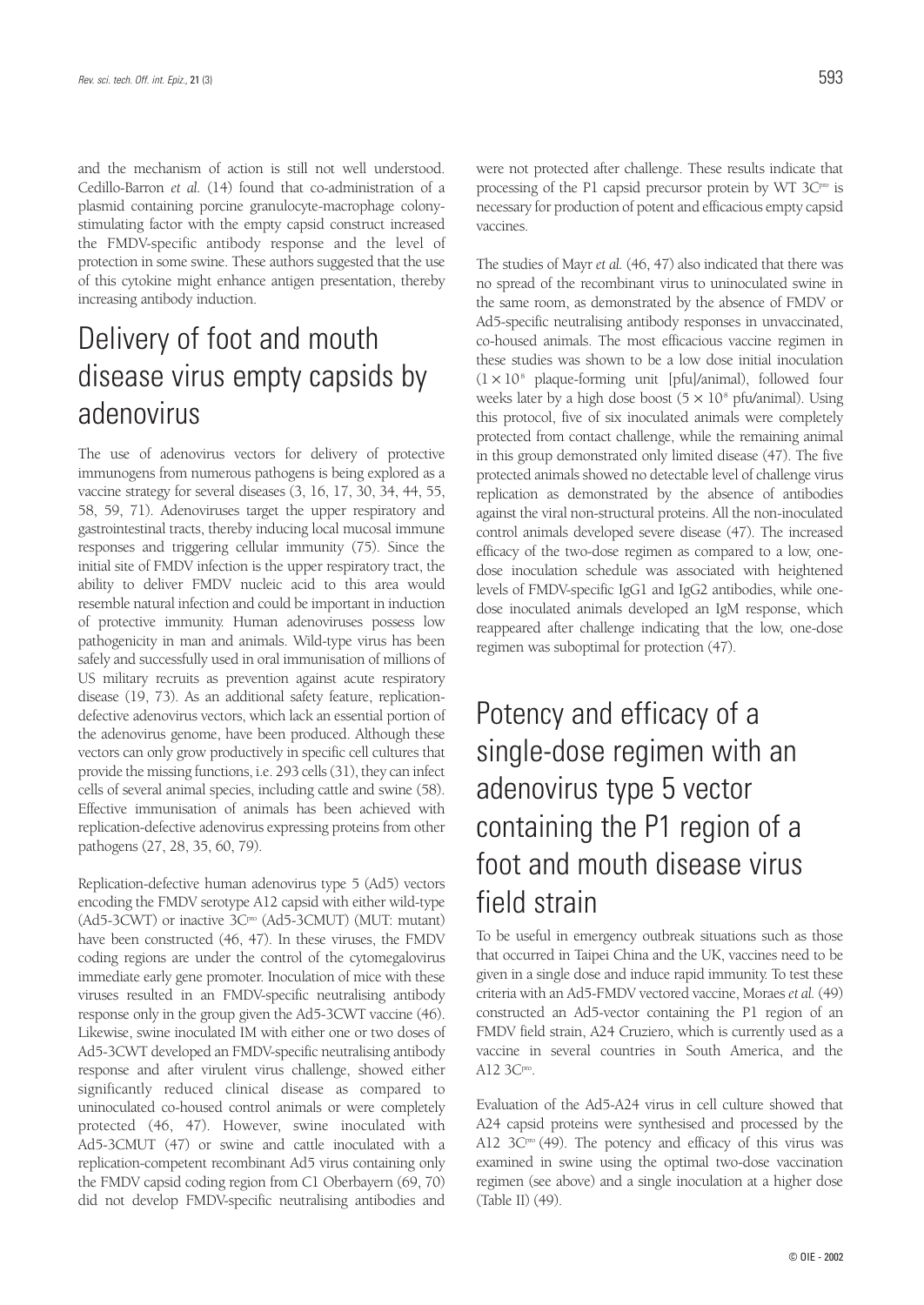and the mechanism of action is still not well understood. Cedillo-Barron *et al.* (14) found that co-administration of a plasmid containing porcine granulocyte-macrophage colony-stimulating factor with the empty capsid construct increased the FMDV-specific antibody response and the level of protection in some swine. These authors suggested that the use of this cytokine might enhance antigen presentation, thereby increasing antibody induction.

# Delivery of foot and mouth disease virus empty capsids by adenovirus

The use of adenovirus vectors for delivery of protective immunogens from numerous pathogens is being explored as a vaccine strategy for several diseases (3, 16, 17, 30, 34, 44, 55, 58, 59, 71). Adenoviruses target the upper respiratory and gastrointestinal tracts, thereby inducing local mucosal immune responses and triggering cellular immunity (75). Since the initial site of FMDV infection is the upper respiratory tract, the ability to deliver FMDV nucleic acid to this area would resemble natural infection and could be important in induction of protective immunity. Human adenoviruses possess low pathogenicity in man and animals. Wild-type virus has been safely and successfully used in oral immunisation of millions of US military recruits as prevention against acute respiratory disease (19, 73). As an additional safety feature, replication-defective adenovirus vectors, which lack an essential portion of the adenovirus genome, have been produced. Although these vectors can only grow productively in specific cell cultures that provide the missing functions, i.e. 293 cells (31), they can infect cells of several animal species, including cattle and swine (58). Effective immunisation of animals has been achieved with replication-defective adenovirus expressing proteins from other pathogens (27, 28, 35, 60, 79).

Replication-defective human adenovirus type 5 (Ad5) vectors encoding the FMDV serotype A12 capsid with either wild-type (Ad5-3CWT) or inactive $3C^{pro}$ (Ad5-3CMUT) (MUT: mutant) have been constructed (46, 47). In these viruses, the FMDV coding regions are under the control of the cytomegalovirus immediate early gene promoter. Inoculation of mice with these viruses resulted in an FMDV-specific neutralising antibody response only in the group given the Ad5-3CWT vaccine (46). Likewise, swine inoculated IM with either one or two doses of Ad5-3CWT developed an FMDV-specific neutralising antibody response and after virulent virus challenge, showed either significantly reduced clinical disease as compared to uninoculated co-housed control animals or were completely protected (46, 47). However, swine inoculated with Ad5-3CMUT (47) or swine and cattle inoculated with a replication-competent recombinant Ad5 virus containing only the FMDV capsid coding region from C1 Oberbayern (69, 70) did not develop FMDV-specific neutralising antibodies and were not protected after challenge. These results indicate that processing of the P1 capsid precursor protein by WT $3C^{pro}$ is necessary for production of potent and efficacious empty capsid vaccines.

The studies of Mayr *et al.* (46, 47) also indicated that there was no spread of the recombinant virus to uninoculated swine in the same room, as demonstrated by the absence of FMDV or Ad5-specific neutralising antibody responses in unvaccinated, co-housed animals. The most efficacious vaccine regimen in these studies was shown to be a low dose initial inoculation ($1 \times 10^8$ plaque-forming unit [pfu]/animal), followed four weeks later by a high dose boost ($5 \times 10^8$ pfu/animal). Using this protocol, five of six inoculated animals were completely protected from contact challenge, while the remaining animal in this group demonstrated only limited disease (47). The five protected animals showed no detectable level of challenge virus replication as demonstrated by the absence of antibodies against the viral non-structural proteins. All the non-inoculated control animals developed severe disease (47). The increased efficacy of the two-dose regimen as compared to a low, one-dose inoculation schedule was associated with heightened levels of FMDV-specific IgG1 and IgG2 antibodies, while one-dose inoculated animals developed an IgM response, which reappeared after challenge indicating that the low, one-dose regimen was suboptimal for protection (47).

# Potency and efficacy of a single-dose regimen with an adenovirus type 5 vector containing the P1 region of a foot and mouth disease virus field strain

To be useful in emergency outbreak situations such as those that occurred in Taipei China and the UK, vaccines need to be given in a single dose and induce rapid immunity. To test these criteria with an Ad5-FMDV vectored vaccine, Moraes *et al.* (49) constructed an Ad5-vector containing the P1 region of an FMDV field strain, A24 Cruziero, which is currently used as a vaccine in several countries in South America, and the A12 $3C^{pro}$.

Evaluation of the Ad5-A24 virus in cell culture showed that A24 capsid proteins were synthesised and processed by the A12 $3C^{pro}$ (49). The potency and efficacy of this virus was examined in swine using the optimal two-dose vaccination regimen (see above) and a single inoculation at a higher dose (Table II) (49).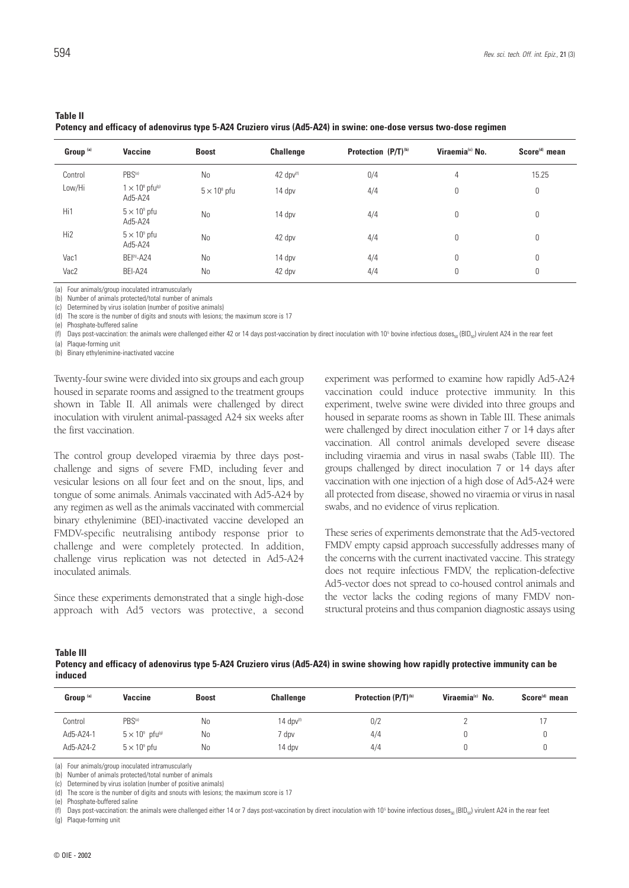**Table II**
**Potency and efficacy of adenovirus type 5-A24 Cruziero virus (Ad5-A24) in swine: one-dose versus two-dose regimen**

| Group [(a)] | Vaccine | Boost | Challenge | Protection (P/T)[(b)] | Viraemia[(c)] No. | Score[(d)] mean |
|---|---|---|---|---|---|---|
| Control | PBS[(e)] | No | 42 dpv[(f)] | 0/4 | 4 | 15.25 |
| Low/Hi | $1 \times 10^8$ pfu[(g)] Ad5-A24 | $5 \times 10^9$ pfu | 14 dpv | 4/4 | 0 | 0 |
| Hi1 | $5 \times 10^9$ pfu Ad5-A24 | No | 14 dpv | 4/4 | 0 | 0 |
| Hi2 | $5 \times 10^9$ pfu Ad5-A24 | No | 42 dpv | 4/4 | 0 | 0 |
| Vac1 | BEI[(h)]-A24 | No | 14 dpv | 4/4 | 0 | 0 |
| Vac2 | BEI-A24 | No | 42 dpv | 4/4 | 0 | 0 |

(a) Four animals/group inoculated intramuscularly
(b) Number of animals protected/total number of animals
(c) Determined by virus isolation (number of positive animals)
(d) The score is the number of digits and snouts with lesions; the maximum score is 17
(e) Phosphate-buffered saline
(f) Days post-vaccination: the animals were challenged either 42 or 14 days post-vaccination by direct inoculation with $10^5$ bovine infectious doses$_{50}$ ($BID_{50}$) virulent A24 in the rear feet
(a) Plaque-forming unit
(b) Binary ethylenimine-inactivated vaccine

Twenty-four swine were divided into six groups and each group housed in separate rooms and assigned to the treatment groups shown in Table II. All animals were challenged by direct inoculation with virulent animal-passaged A24 six weeks after the first vaccination.

The control group developed viraemia by three days post-challenge and signs of severe FMD, including fever and vesicular lesions on all four feet and on the snout, lips, and tongue of some animals. Animals vaccinated with Ad5-A24 by any regimen as well as the animals vaccinated with commercial binary ethylenimine (BEI)-inactivated vaccine developed an FMDV-specific neutralising antibody response prior to challenge and were completely protected. In addition, challenge virus replication was not detected in Ad5-A24 inoculated animals.

Since these experiments demonstrated that a single high-dose approach with Ad5 vectors was protective, a second experiment was performed to examine how rapidly Ad5-A24 vaccination could induce protective immunity. In this experiment, twelve swine were divided into three groups and housed in separate rooms as shown in Table III. These animals were challenged by direct inoculation either 7 or 14 days after vaccination. All control animals developed severe disease including viraemia and virus in nasal swabs (Table III). The groups challenged by direct inoculation 7 or 14 days after vaccination with one injection of a high dose of Ad5-A24 were all protected from disease, showed no viraemia or virus in nasal swabs, and no evidence of virus replication.

These series of experiments demonstrate that the Ad5-vectored FMDV empty capsid approach successfully addresses many of the concerns with the current inactivated vaccine. This strategy does not require infectious FMDV, the replication-defective Ad5-vector does not spread to co-housed control animals and the vector lacks the coding regions of many FMDV non-structural proteins and thus companion diagnostic assays using

**Table III**
**Potency and efficacy of adenovirus type 5-A24 Cruziero virus (Ad5-A24) in swine showing how rapidly protective immunity can be induced**

| Group [(a)] | Vaccine | Boost | Challenge | Protection (P/T)[(b)] | Viraemia[(c)] No. | Score[(d)] mean |
|---|---|---|---|---|---|---|
| Control | PBS[(e)] | No | 14 dpv[(f)] | 0/2 | 2 | 17 |
| Ad5-A24-1 | $5 \times 10^9$ pfu[(g)] | No | 7 dpv | 4/4 | 0 | 0 |
| Ad5-A24-2 | $5 \times 10^9$ pfu | No | 14 dpv | 4/4 | 0 | 0 |

(a) Four animals/group inoculated intramuscularly
(b) Number of animals protected/total number of animals
(c) Determined by virus isolation (number of positive animals)
(d) The score is the number of digits and snouts with lesions; the maximum score is 17
(e) Phosphate-buffered saline
(f) Days post-vaccination: the animals were challenged either 14 or 7 days post-vaccination by direct inoculation with $10^5$ bovine infectious doses$_{50}$ ($BID_{50}$) virulent A24 in the rear feet
(g) Plaque-forming unit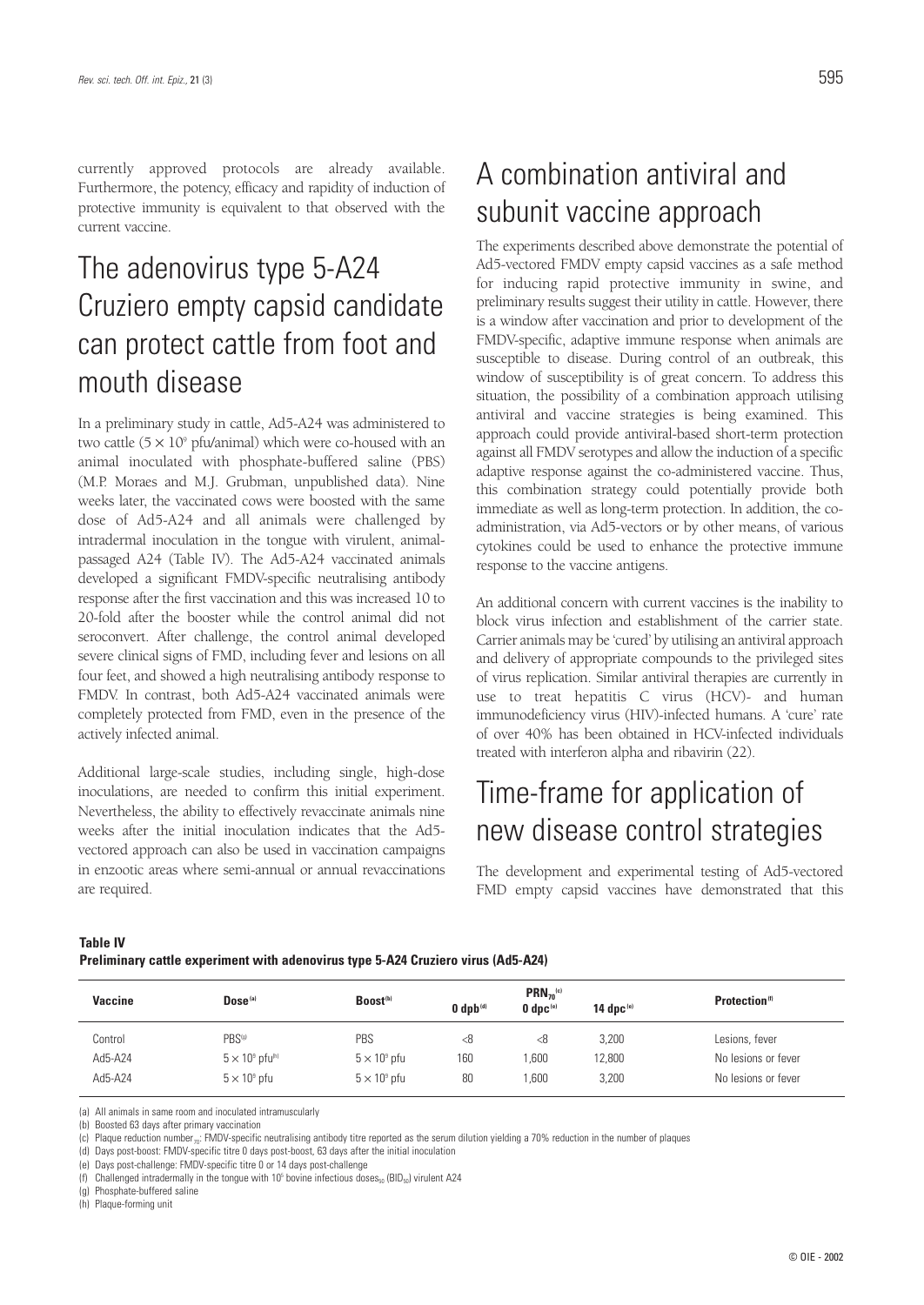currently approved protocols are already available. Furthermore, the potency, efficacy and rapidity of induction of protective immunity is equivalent to that observed with the current vaccine.

## The adenovirus type 5-A24 Cruziero empty capsid candidate can protect cattle from foot and mouth disease

In a preliminary study in cattle, Ad5-A24 was administered to two cattle ($5 \times 10^9$ pfu/animal) which were co-housed with an animal inoculated with phosphate-buffered saline (PBS) (M.P. Moraes and M.J. Grubman, unpublished data). Nine weeks later, the vaccinated cows were boosted with the same dose of Ad5-A24 and all animals were challenged by intradermal inoculation in the tongue with virulent, animal-passaged A24 (Table IV). The Ad5-A24 vaccinated animals developed a significant FMDV-specific neutralising antibody response after the first vaccination and this was increased 10 to 20-fold after the booster while the control animal did not seroconvert. After challenge, the control animal developed severe clinical signs of FMD, including fever and lesions on all four feet, and showed a high neutralising antibody response to FMDV. In contrast, both Ad5-A24 vaccinated animals were completely protected from FMD, even in the presence of the actively infected animal.

Additional large-scale studies, including single, high-dose inoculations, are needed to confirm this initial experiment. Nevertheless, the ability to effectively revaccinate animals nine weeks after the initial inoculation indicates that the Ad5-vectored approach can also be used in vaccination campaigns in enzootic areas where semi-annual or annual revaccinations are required.

## A combination antiviral and subunit vaccine approach

The experiments described above demonstrate the potential of Ad5-vectored FMDV empty capsid vaccines as a safe method for inducing rapid protective immunity in swine, and preliminary results suggest their utility in cattle. However, there is a window after vaccination and prior to development of the FMDV-specific, adaptive immune response when animals are susceptible to disease. During control of an outbreak, this window of susceptibility is of great concern. To address this situation, the possibility of a combination approach utilising antiviral and vaccine strategies is being examined. This approach could provide antiviral-based short-term protection against all FMDV serotypes and allow the induction of a specific adaptive response against the co-administered vaccine. Thus, this combination strategy could potentially provide both immediate as well as long-term protection. In addition, the co-administration, via Ad5-vectors or by other means, of various cytokines could be used to enhance the protective immune response to the vaccine antigens.

An additional concern with current vaccines is the inability to block virus infection and establishment of the carrier state. Carrier animals may be 'cured' by utilising an antiviral approach and delivery of appropriate compounds to the privileged sites of virus replication. Similar antiviral therapies are currently in use to treat hepatitis C virus (HCV)- and human immunodeficiency virus (HIV)-infected humans. A 'cure' rate of over 40% has been obtained in HCV-infected individuals treated with interferon alpha and ribavirin (22).

## Time-frame for application of new disease control strategies

The development and experimental testing of Ad5-vectored FMD empty capsid vaccines have demonstrated that this

**Table IV**
**Preliminary cattle experiment with adenovirus type 5-A24 Cruziero virus (Ad5-A24)**

| Vaccine | Dose[a] | Boost[b] | $PRN_{70}$[c] 0 dpb[d] | $PRN_{70}$[c] 0 dpc[e] | $PRN_{70}$[c] 14 dpc[e] | Protection[f] |
|---|---|---|---|---|---|---|
| Control | PBS[g] | PBS | <8 | <8 | 3,200 | Lesions, fever |
| Ad5-A24 | $5 \times 10^9$ pfu[h] | $5 \times 10^9$ pfu | 160 | 1,600 | 12,800 | No lesions or fever |
| Ad5-A24 | $5 \times 10^9$ pfu | $5 \times 10^9$ pfu | 80 | 1,600 | 3,200 | No lesions or fever |

(a) All animals in same room and inoculated intramuscularly
(b) Boosted 63 days after primary vaccination
(c) Plaque reduction number$_{70}$: FMDV-specific neutralising antibody titre reported as the serum dilution yielding a 70% reduction in the number of plaques
(d) Days post-boost: FMDV-specific titre 0 days post-boost, 63 days after the initial inoculation
(e) Days post-challenge: FMDV-specific titre 0 or 14 days post-challenge
(f) Challenged intradermally in the tongue with $10^5$ bovine infectious doses$_{50}$ ($BID_{50}$) virulent A24
(g) Phosphate-buffered saline
(h) Plaque-forming unit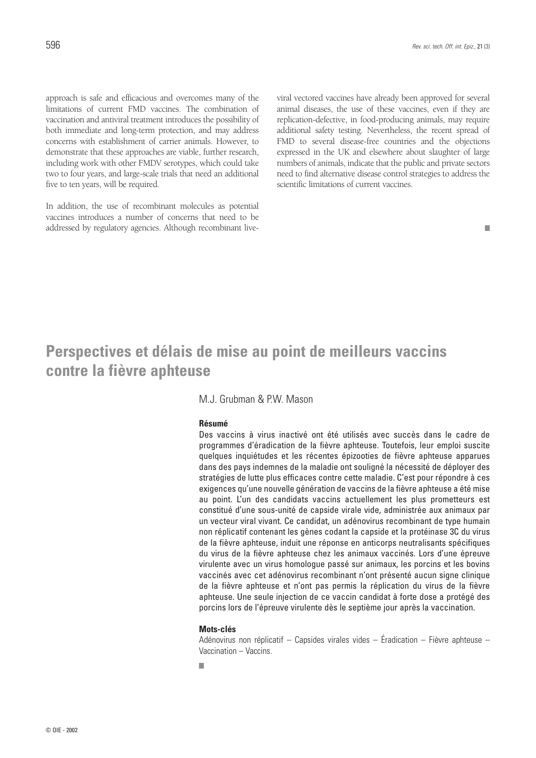approach is safe and efficacious and overcomes many of the limitations of current FMD vaccines. The combination of vaccination and antiviral treatment introduces the possibility of both immediate and long-term protection, and may address concerns with establishment of carrier animals. However, to demonstrate that these approaches are viable, further research, including work with other FMDV serotypes, which could take two to four years, and large-scale trials that need an additional five to ten years, will be required.

In addition, the use of recombinant molecules as potential vaccines introduces a number of concerns that need to be addressed by regulatory agencies. Although recombinant live-viral vectored vaccines have already been approved for several animal diseases, the use of these vaccines, even if they are replication-defective, in food-producing animals, may require additional safety testing. Nevertheless, the recent spread of FMD to several disease-free countries and the objections expressed in the UK and elsewhere about slaughter of large numbers of animals, indicate that the public and private sectors need to find alternative disease control strategies to address the scientific limitations of current vaccines.

■

# Perspectives et délais de mise au point de meilleurs vaccins contre la fièvre aphteuse

M.J. Grubman & P.W. Mason

### Résumé

Des vaccins à virus inactivé ont été utilisés avec succès dans le cadre de programmes d'éradication de la fièvre aphteuse. Toutefois, leur emploi suscite quelques inquiétudes et les récentes épizooties de fièvre aphteuse apparues dans des pays indemnes de la maladie ont souligné la nécessité de déployer des stratégies de lutte plus efficaces contre cette maladie. C'est pour répondre à ces exigences qu'une nouvelle génération de vaccins de la fièvre aphteuse a été mise au point. L'un des candidats vaccins actuellement les plus prometteurs est constitué d'une sous-unité de capside virale vide, administrée aux animaux par un vecteur viral vivant. Ce candidat, un adénovirus recombinant de type humain non réplicatif contenant les gènes codant la capside et la protéinase 3C du virus de la fièvre aphteuse, induit une réponse en anticorps neutralisants spécifiques du virus de la fièvre aphteuse chez les animaux vaccinés. Lors d'une épreuve virulente avec un virus homologue passé sur animaux, les porcins et les bovins vaccinés avec cet adénovirus recombinant n'ont présenté aucun signe clinique de la fièvre aphteuse et n'ont pas permis la réplication du virus de la fièvre aphteuse. Une seule injection de ce vaccin candidat à forte dose a protégé des porcins lors de l'épreuve virulente dès le septième jour après la vaccination.

### Mots-clés

Adénovirus non réplicatif – Capsides virales vides – Éradication – Fièvre aphteuse – Vaccination – Vaccins.

■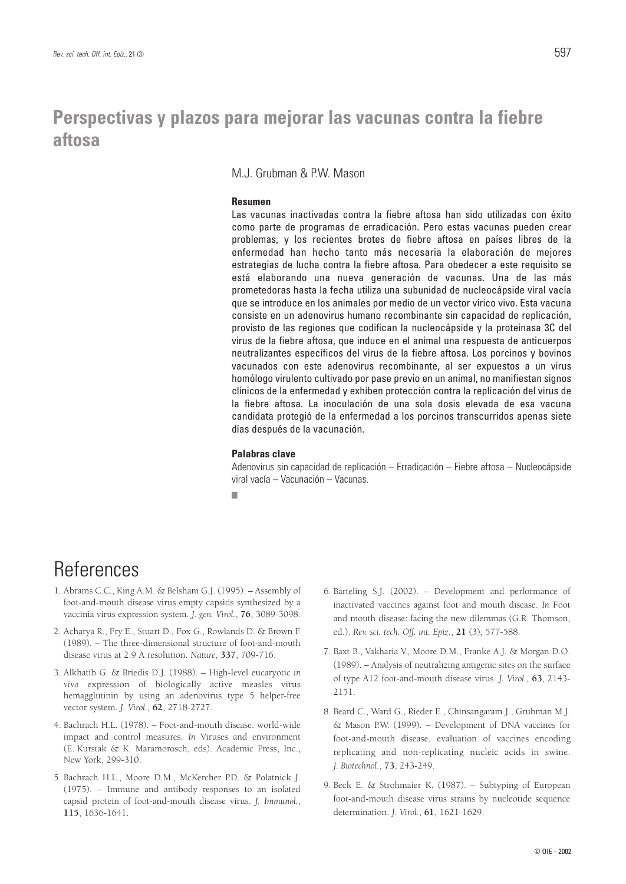# Perspectivas y plazos para mejorar las vacunas contra la fiebre aftosa

M.J. Grubman & P.W. Mason

### Resumen

Las vacunas inactivadas contra la fiebre aftosa han sido utilizadas con éxito como parte de programas de erradicación. Pero estas vacunas pueden crear problemas, y los recientes brotes de fiebre aftosa en países libres de la enfermedad han hecho tanto más necesaria la elaboración de mejores estrategias de lucha contra la fiebre aftosa. Para obedecer a este requisito se está elaborando una nueva generación de vacunas. Una de las más prometedoras hasta la fecha utiliza una subunidad de nucleocápside viral vacía que se introduce en los animales por medio de un vector vírico vivo. Esta vacuna consiste en un adenovirus humano recombinante sin capacidad de replicación, provisto de las regiones que codifican la nucleocápside y la proteinasa 3C del virus de la fiebre aftosa, que induce en el animal una respuesta de anticuerpos neutralizantes específicos del virus de la fiebre aftosa. Los porcinos y bovinos vacunados con este adenovirus recombinante, al ser expuestos a un virus homólogo virulento cultivado por pase previo en un animal, no manifiestan signos clínicos de la enfermedad y exhiben protección contra la replicación del virus de la fiebre aftosa. La inoculación de una sola dosis elevada de esa vacuna candidata protegió de la enfermedad a los porcinos transcurridos apenas siete días después de la vacunación.

### Palabras clave

Adenovirus sin capacidad de replicación – Erradicación – Fiebre aftosa – Nucleocápside viral vacía – Vacunación – Vacunas.

■

# References

1. Abrams C.C., King A.M. & Belsham G.J. (1995). – Assembly of foot-and-mouth disease virus empty capsids synthesized by a vaccinia virus expression system. *J. gen. Virol.*, **76**, 3089-3098.

2. Acharya R., Fry E., Stuart D., Fox G., Rowlands D. & Brown F. (1989). – The three-dimensional structure of foot-and-mouth disease virus at 2.9 A resolution. *Nature*, **337**, 709-716.

3. Alkhatib G. & Briedis D.J. (1988). – High-level eucaryotic *in vivo* expression of biologically active measles virus hemagglutinin by using an adenovirus type 5 helper-free vector system. *J. Virol.*, **62**, 2718-2727.

4. Bachrach H.L. (1978). – Foot-and-mouth disease: world-wide impact and control measures. *In* Viruses and environment (E. Kurstak & K. Maramorosch, eds). Academic Press, Inc., New York, 299-310.

5. Bachrach H.L., Moore D.M., McKercher P.D. & Polatnick J. (1975). – Immune and antibody responses to an isolated capsid protein of foot-and-mouth disease virus. *J. Immunol.*, **115**, 1636-1641.

6. Barteling S.J. (2002). – Development and performance of inactivated vaccines against foot and mouth disease. *In* Foot and mouth disease: facing the new dilemmas (G.R. Thomson, ed.). *Rev. sci. tech. Off. int. Epiz.*, **21** (3), 577-588.

7. Baxt B., Vakharia V., Moore D.M., Franke A.J. & Morgan D.O. (1989). – Analysis of neutralizing antigenic sites on the surface of type A12 foot-and-mouth disease virus. *J. Virol.*, **63**, 2143-2151.

8. Beard C., Ward G., Rieder E., Chinsangaram J., Grubman M.J. & Mason P.W. (1999). – Development of DNA vaccines for foot-and-mouth disease, evaluation of vaccines encoding replicating and non-replicating nucleic acids in swine. *J. Biotechnol.*, **73**, 243-249.

9. Beck E. & Strohmaier K. (1987). – Subtyping of European foot-and-mouth disease virus strains by nucleotide sequence determination. *J. Virol.*, **61**, 1621-1629.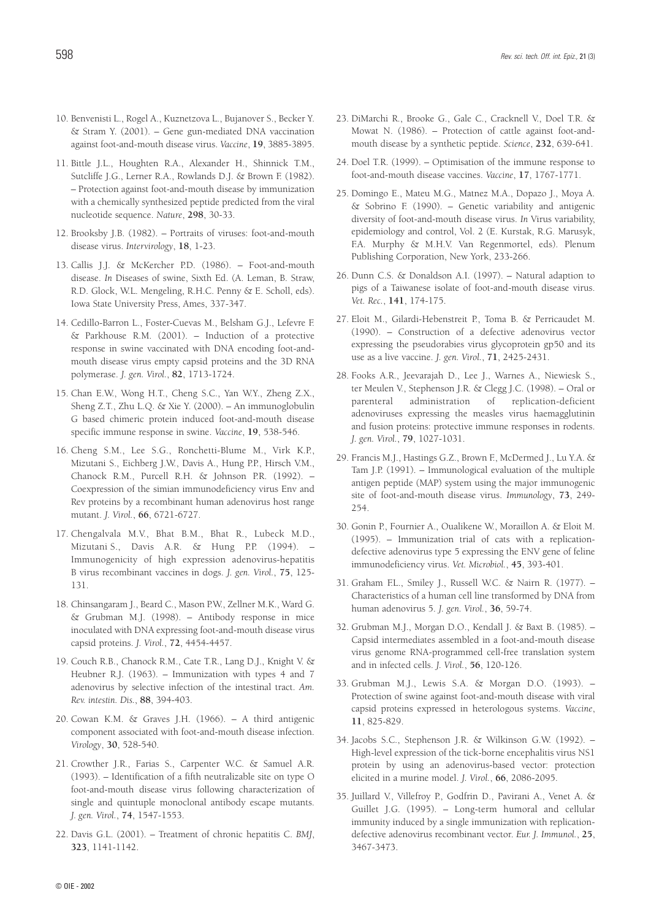10. Benvenisti L., Rogel A., Kuznetzova L., Bujanover S., Becker Y. & Stram Y. (2001). – Gene gun-mediated DNA vaccination against foot-and-mouth disease virus. *Vaccine*, **19**, 3885-3895.

11. Bittle J.L., Houghten R.A., Alexander H., Shinnick T.M., Sutcliffe J.G., Lerner R.A., Rowlands D.J. & Brown F. (1982). – Protection against foot-and-mouth disease by immunization with a chemically synthesized peptide predicted from the viral nucleotide sequence. *Nature*, **298**, 30-33.

12. Brooksby J.B. (1982). – Portraits of viruses: foot-and-mouth disease virus. *Intervirology*, **18**, 1-23.

13. Callis J.J. & McKercher P.D. (1986). – Foot-and-mouth disease. *In* Diseases of swine, Sixth Ed. (A. Leman, B. Straw, R.D. Glock, W.L. Mengeling, R.H.C. Penny & E. Scholl, eds). Iowa State University Press, Ames, 337-347.

14. Cedillo-Barron L., Foster-Cuevas M., Belsham G.J., Lefevre F. & Parkhouse R.M. (2001). – Induction of a protective response in swine vaccinated with DNA encoding foot-and-mouth disease virus empty capsid proteins and the 3D RNA polymerase. *J. gen. Virol.*, **82**, 1713-1724.

15. Chan E.W., Wong H.T., Cheng S.C., Yan W.Y., Zheng Z.X., Sheng Z.T., Zhu L.Q. & Xie Y. (2000). – An immunoglobulin G based chimeric protein induced foot-and-mouth disease specific immune response in swine. *Vaccine*, **19**, 538-546.

16. Cheng S.M., Lee S.G., Ronchetti-Blume M., Virk K.P., Mizutani S., Eichberg J.W., Davis A., Hung P.P., Hirsch V.M., Chanock R.M., Purcell R.H. & Johnson P.R. (1992). – Coexpression of the simian immunodeficiency virus Env and Rev proteins by a recombinant human adenovirus host range mutant. *J. Virol.*, **66**, 6721-6727.

17. Chengalvala M.V., Bhat B.M., Bhat R., Lubeck M.D., Mizutani S., Davis A.R. & Hung P.P. (1994). – Immunogenicity of high expression adenovirus-hepatitis B virus recombinant vaccines in dogs. *J. gen. Virol.*, **75**, 125-131.

18. Chinsangaram J., Beard C., Mason P.W., Zellner M.K., Ward G. & Grubman M.J. (1998). – Antibody response in mice inoculated with DNA expressing foot-and-mouth disease virus capsid proteins. *J. Virol.*, **72**, 4454-4457.

19. Couch R.B., Chanock R.M., Cate T.R., Lang D.J., Knight V. & Heubner R.J. (1963). – Immunization with types 4 and 7 adenovirus by selective infection of the intestinal tract. *Am. Rev. intestin. Dis.*, **88**, 394-403.

20. Cowan K.M. & Graves J.H. (1966). – A third antigenic component associated with foot-and-mouth disease infection. *Virology*, **30**, 528-540.

21. Crowther J.R., Farias S., Carpenter W.C. & Samuel A.R. (1993). – Identification of a fifth neutralizable site on type O foot-and-mouth disease virus following characterization of single and quintuple monoclonal antibody escape mutants. *J. gen. Virol.*, **74**, 1547-1553.

22. Davis G.L. (2001). – Treatment of chronic hepatitis C. *BMJ*, **323**, 1141-1142.

23. DiMarchi R., Brooke G., Gale C., Cracknell V., Doel T.R. & Mowat N. (1986). – Protection of cattle against foot-and-mouth disease by a synthetic peptide. *Science*, **232**, 639-641.

24. Doel T.R. (1999). – Optimisation of the immune response to foot-and-mouth disease vaccines. *Vaccine*, **17**, 1767-1771.

25. Domingo E., Mateu M.G., Matnez M.A., Dopazo J., Moya A. & Sobrino F. (1990). – Genetic variability and antigenic diversity of foot-and-mouth disease virus. *In* Virus variability, epidemiology and control, Vol. 2 (E. Kurstak, R.G. Marusyk, F.A. Murphy & M.H.V. Van Regenmortel, eds). Plenum Publishing Corporation, New York, 233-266.

26. Dunn C.S. & Donaldson A.I. (1997). – Natural adaption to pigs of a Taiwanese isolate of foot-and-mouth disease virus. *Vet. Rec.*, **141**, 174-175.

27. Eloit M., Gilardi-Hebenstreit P., Toma B. & Perricaudet M. (1990). – Construction of a defective adenovirus vector expressing the pseudorabies virus glycoprotein gp50 and its use as a live vaccine. *J. gen. Virol.*, **71**, 2425-2431.

28. Fooks A.R., Jeevarajah D., Lee J., Warnes A., Niewiesk S., ter Meulen V., Stephenson J.R. & Clegg J.C. (1998). – Oral or parenteral administration of replication-deficient adenoviruses expressing the measles virus haemagglutinin and fusion proteins: protective immune responses in rodents. *J. gen. Virol.*, **79**, 1027-1031.

29. Francis M.J., Hastings G.Z., Brown F., McDermed J., Lu Y.A. & Tam J.P. (1991). – Immunological evaluation of the multiple antigen peptide (MAP) system using the major immunogenic site of foot-and-mouth disease virus. *Immunology*, **73**, 249-254.

30. Gonin P., Fournier A., Oualikene W., Moraillon A. & Eloit M. (1995). – Immunization trial of cats with a replication-defective adenovirus type 5 expressing the ENV gene of feline immunodeficiency virus. *Vet. Microbiol.*, **45**, 393-401.

31. Graham F.L., Smiley J., Russell W.C. & Nairn R. (1977). – Characteristics of a human cell line transformed by DNA from human adenovirus 5. *J. gen. Virol.*, **36**, 59-74.

32. Grubman M.J., Morgan D.O., Kendall J. & Baxt B. (1985). – Capsid intermediates assembled in a foot-and-mouth disease virus genome RNA-programmed cell-free translation system and in infected cells. *J. Virol.*, **56**, 120-126.

33. Grubman M.J., Lewis S.A. & Morgan D.O. (1993). – Protection of swine against foot-and-mouth disease with viral capsid proteins expressed in heterologous systems. *Vaccine*, **11**, 825-829.

34. Jacobs S.C., Stephenson J.R. & Wilkinson G.W. (1992). – High-level expression of the tick-borne encephalitis virus NS1 protein by using an adenovirus-based vector: protection elicited in a murine model. *J. Virol.*, **66**, 2086-2095.

35. Juillard V., Villefroy P., Godfrin D., Pavirani A., Venet A. & Guillet J.G. (1995). – Long-term humoral and cellular immunity induced by a single immunization with replication-defective adenovirus recombinant vector. *Eur. J. Immunol.*, **25**, 3467-3473.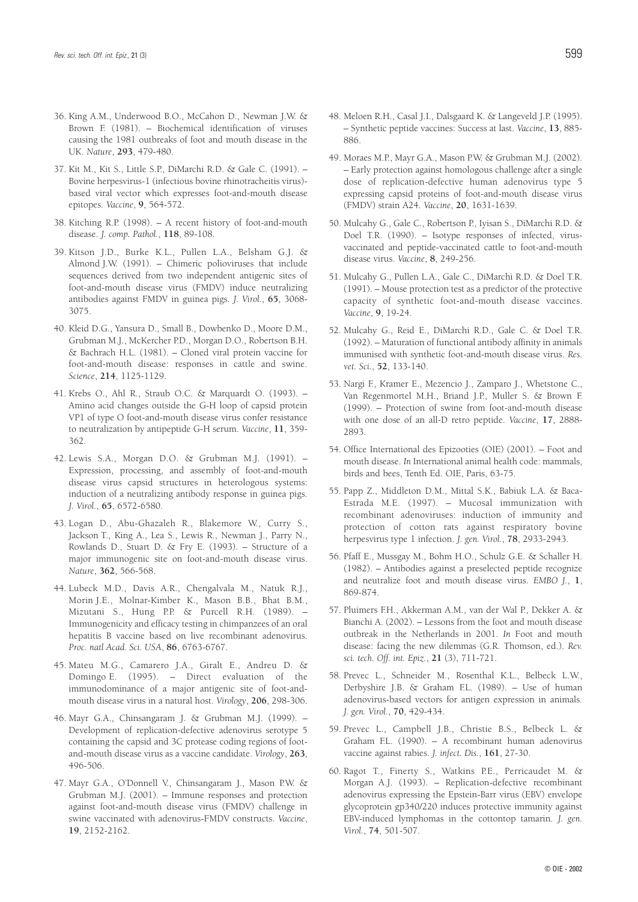36. King A.M., Underwood B.O., McCahon D., Newman J.W. & Brown F. (1981). – Biochemical identification of viruses causing the 1981 outbreaks of foot and mouth disease in the UK. *Nature*, **293**, 479-480.

37. Kit M., Kit S., Little S.P., DiMarchi R.D. & Gale C. (1991). – Bovine herpesvirus-1 (infectious bovine rhinotracheitis virus)-based viral vector which expresses foot-and-mouth disease epitopes. *Vaccine*, **9**, 564-572.

38. Kitching R.P. (1998). – A recent history of foot-and-mouth disease. *J. comp. Pathol.*, **118**, 89-108.

39. Kitson J.D., Burke K.L., Pullen L.A., Belsham G.J. & Almond J.W. (1991). – Chimeric polioviruses that include sequences derived from two independent antigenic sites of foot-and-mouth disease virus (FMDV) induce neutralizing antibodies against FMDV in guinea pigs. *J. Virol.*, **65**, 3068-3075.

40. Kleid D.G., Yansura D., Small B., Dowbenko D., Moore D.M., Grubman M.J., McKercher P.D., Morgan D.O., Robertson B.H. & Bachrach H.L. (1981). – Cloned viral protein vaccine for foot-and-mouth disease: responses in cattle and swine. *Science*, **214**, 1125-1129.

41. Krebs O., Ahl R., Straub O.C. & Marquardt O. (1993). – Amino acid changes outside the G-H loop of capsid protein VP1 of type O foot-and-mouth disease virus confer resistance to neutralization by antipeptide G-H serum. *Vaccine*, **11**, 359-362.

42. Lewis S.A., Morgan D.O. & Grubman M.J. (1991). – Expression, processing, and assembly of foot-and-mouth disease virus capsid structures in heterologous systems: induction of a neutralizing antibody response in guinea pigs. *J. Virol.*, **65**, 6572-6580.

43. Logan D., Abu-Ghazaleh R., Blakemore W., Curry S., Jackson T., King A., Lea S., Lewis R., Newman J., Parry N., Rowlands D., Stuart D. & Fry E. (1993). – Structure of a major immunogenic site on foot-and-mouth disease virus. *Nature*, **362**, 566-568.

44. Lubeck M.D., Davis A.R., Chengalvala M., Natuk R.J., Morin J.E., Molnar-Kimber K., Mason B.B., Bhat B.M., Mizutani S., Hung P.P. & Purcell R.H. (1989). – Immunogenicity and efficacy testing in chimpanzees of an oral hepatitis B vaccine based on live recombinant adenovirus. *Proc. natl Acad. Sci. USA*, **86**, 6763-6767.

45. Mateu M.G., Camarero J.A., Giralt E., Andreu D. & Domingo E. (1995). – Direct evaluation of the immunodominance of a major antigenic site of foot-and-mouth disease virus in a natural host. *Virology*, **206**, 298-306.

46. Mayr G.A., Chinsangaram J. & Grubman M.J. (1999). – Development of replication-defective adenovirus serotype 5 containing the capsid and 3C protease coding regions of foot-and-mouth disease virus as a vaccine candidate. *Virology*, **263**, 496-506.

47. Mayr G.A., O'Donnell V., Chinsangaram J., Mason P.W. & Grubman M.J. (2001). – Immune responses and protection against foot-and-mouth disease virus (FMDV) challenge in swine vaccinated with adenovirus-FMDV constructs. *Vaccine*, **19**, 2152-2162.

48. Meloen R.H., Casal J.I., Dalsgaard K. & Langeveld J.P. (1995). – Synthetic peptide vaccines: Success at last. *Vaccine*, **13**, 885-886.

49. Moraes M.P., Mayr G.A., Mason P.W. & Grubman M.J. (2002). – Early protection against homologous challenge after a single dose of replication-defective human adenovirus type 5 expressing capsid proteins of foot-and-mouth disease virus (FMDV) strain A24. *Vaccine*, **20**, 1631-1639.

50. Mulcahy G., Gale C., Robertson P., Iyisan S., DiMarchi R.D. & Doel T.R. (1990). – Isotype responses of infected, virus-vaccinated and peptide-vaccinated cattle to foot-and-mouth disease virus. *Vaccine*, **8**, 249-256.

51. Mulcahy G., Pullen L.A., Gale C., DiMarchi R.D. & Doel T.R. (1991). – Mouse protection test as a predictor of the protective capacity of synthetic foot-and-mouth disease vaccines. *Vaccine*, **9**, 19-24.

52. Mulcahy G., Reid E., DiMarchi R.D., Gale C. & Doel T.R. (1992). – Maturation of functional antibody affinity in animals immunised with synthetic foot-and-mouth disease virus. *Res. vet. Sci.*, **52**, 133-140.

53. Nargi F., Kramer E., Mezencio J., Zamparo J., Whetstone C., Van Regenmortel M.H., Briand J.P., Muller S. & Brown F. (1999). – Protection of swine from foot-and-mouth disease with one dose of an all-D retro peptide. *Vaccine*, **17**, 2888-2893.

54. Office International des Epizooties (OIE) (2001). – Foot and mouth disease. *In* International animal health code: mammals, birds and bees, Tenth Ed. OIE, Paris, 63-75.

55. Papp Z., Middleton D.M., Mittal S.K., Babiuk L.A. & Baca-Estrada M.E. (1997). – Mucosal immunization with recombinant adenoviruses: induction of immunity and protection of cotton rats against respiratory bovine herpesvirus type 1 infection. *J. gen. Virol.*, **78**, 2933-2943.

56. Pfaff E., Mussgay M., Bohm H.O., Schulz G.E. & Schaller H. (1982). – Antibodies against a preselected peptide recognize and neutralize foot and mouth disease virus. *EMBO J.*, **1**, 869-874.

57. Pluimers F.H., Akkerman A.M., van der Wal P., Dekker A. & Bianchi A. (2002). – Lessons from the foot and mouth disease outbreak in the Netherlands in 2001. *In* Foot and mouth disease: facing the new dilemmas (G.R. Thomson, ed.). *Rev. sci. tech. Off. int. Epiz.*, **21** (3), 711-721.

58. Prevec L., Schneider M., Rosenthal K.L., Belbeck L.W., Derbyshire J.B. & Graham F.L. (1989). – Use of human adenovirus-based vectors for antigen expression in animals. *J. gen. Virol.*, **70**, 429-434.

59. Prevec L., Campbell J.B., Christie B.S., Belbeck L. & Graham F.L. (1990). – A recombinant human adenovirus vaccine against rabies. *J. infect. Dis.*, **161**, 27-30.

60. Ragot T., Finerty S., Watkins P.E., Perricaudet M. & Morgan A.J. (1993). – Replication-defective recombinant adenovirus expressing the Epstein-Barr virus (EBV) envelope glycoprotein gp340/220 induces protective immunity against EBV-induced lymphomas in the cottontop tamarin. *J. gen. Virol.*, **74**, 501-507.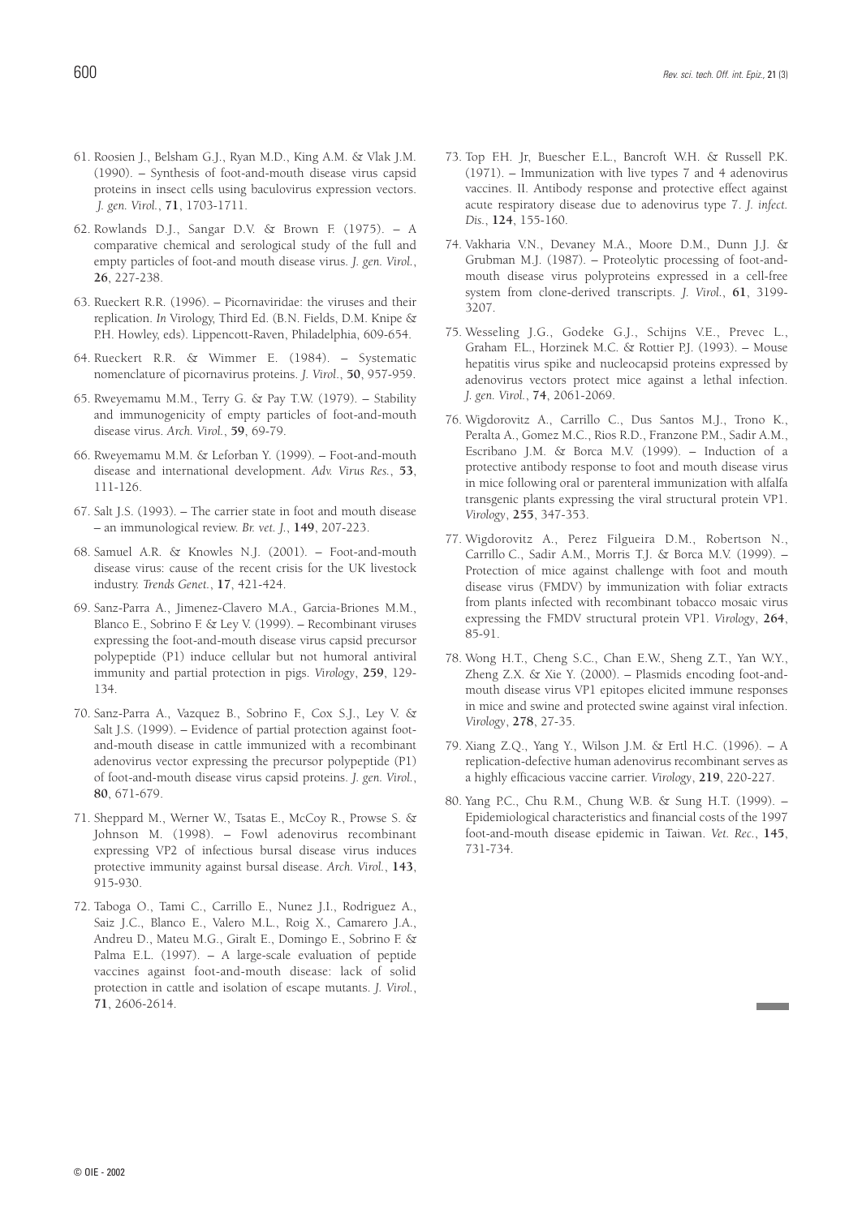61. Roosien J., Belsham G.J., Ryan M.D., King A.M. & Vlak J.M. (1990). – Synthesis of foot-and-mouth disease virus capsid proteins in insect cells using baculovirus expression vectors. *J. gen. Virol.*, **71**, 1703-1711.

62. Rowlands D.J., Sangar D.V. & Brown F. (1975). – A comparative chemical and serological study of the full and empty particles of foot-and mouth disease virus. *J. gen. Virol.*, **26**, 227-238.

63. Rueckert R.R. (1996). – Picornaviridae: the viruses and their replication. *In* Virology, Third Ed. (B.N. Fields, D.M. Knipe & P.H. Howley, eds). Lippencott-Raven, Philadelphia, 609-654.

64. Rueckert R.R. & Wimmer E. (1984). – Systematic nomenclature of picornavirus proteins. *J. Virol.*, **50**, 957-959.

65. Rweyemamu M.M., Terry G. & Pay T.W. (1979). – Stability and immunogenicity of empty particles of foot-and-mouth disease virus. *Arch. Virol.*, **59**, 69-79.

66. Rweyemamu M.M. & Leforban Y. (1999). – Foot-and-mouth disease and international development. *Adv. Virus Res.*, **53**, 111-126.

67. Salt J.S. (1993). – The carrier state in foot and mouth disease – an immunological review. *Br. vet. J.*, **149**, 207-223.

68. Samuel A.R. & Knowles N.J. (2001). – Foot-and-mouth disease virus: cause of the recent crisis for the UK livestock industry. *Trends Genet.*, **17**, 421-424.

69. Sanz-Parra A., Jimenez-Clavero M.A., Garcia-Briones M.M., Blanco E., Sobrino F. & Ley V. (1999). – Recombinant viruses expressing the foot-and-mouth disease virus capsid precursor polypeptide (P1) induce cellular but not humoral antiviral immunity and partial protection in pigs. *Virology*, **259**, 129-134.

70. Sanz-Parra A., Vazquez B., Sobrino F., Cox S.J., Ley V. & Salt J.S. (1999). – Evidence of partial protection against foot-and-mouth disease in cattle immunized with a recombinant adenovirus vector expressing the precursor polypeptide (P1) of foot-and-mouth disease virus capsid proteins. *J. gen. Virol.*, **80**, 671-679.

71. Sheppard M., Werner W., Tsatas E., McCoy R., Prowse S. & Johnson M. (1998). – Fowl adenovirus recombinant expressing VP2 of infectious bursal disease virus induces protective immunity against bursal disease. *Arch. Virol.*, **143**, 915-930.

72. Taboga O., Tami C., Carrillo E., Nunez J.I., Rodriguez A., Saiz J.C., Blanco E., Valero M.L., Roig X., Camarero J.A., Andreu D., Mateu M.G., Giralt E., Domingo E., Sobrino F. & Palma E.L. (1997). – A large-scale evaluation of peptide vaccines against foot-and-mouth disease: lack of solid protection in cattle and isolation of escape mutants. *J. Virol.*, **71**, 2606-2614.

73. Top F.H. Jr, Buescher E.L., Bancroft W.H. & Russell P.K. (1971). – Immunization with live types 7 and 4 adenovirus vaccines. II. Antibody response and protective effect against acute respiratory disease due to adenovirus type 7. *J. infect. Dis.*, **124**, 155-160.

74. Vakharia V.N., Devaney M.A., Moore D.M., Dunn J.J. & Grubman M.J. (1987). – Proteolytic processing of foot-and-mouth disease virus polyproteins expressed in a cell-free system from clone-derived transcripts. *J. Virol.*, **61**, 3199-3207.

75. Wesseling J.G., Godeke G.J., Schijns V.E., Prevec L., Graham F.L., Horzinek M.C. & Rottier P.J. (1993). – Mouse hepatitis virus spike and nucleocapsid proteins expressed by adenovirus vectors protect mice against a lethal infection. *J. gen. Virol.*, **74**, 2061-2069.

76. Wigdorovitz A., Carrillo C., Dus Santos M.J., Trono K., Peralta A., Gomez M.C., Rios R.D., Franzone P.M., Sadir A.M., Escribano J.M. & Borca M.V. (1999). – Induction of a protective antibody response to foot and mouth disease virus in mice following oral or parenteral immunization with alfalfa transgenic plants expressing the viral structural protein VP1. *Virology*, **255**, 347-353.

77. Wigdorovitz A., Perez Filgueira D.M., Robertson N., Carrillo C., Sadir A.M., Morris T.J. & Borca M.V. (1999). – Protection of mice against challenge with foot and mouth disease virus (FMDV) by immunization with foliar extracts from plants infected with recombinant tobacco mosaic virus expressing the FMDV structural protein VP1. *Virology*, **264**, 85-91.

78. Wong H.T., Cheng S.C., Chan E.W., Sheng Z.T., Yan W.Y., Zheng Z.X. & Xie Y. (2000). – Plasmids encoding foot-and-mouth disease virus VP1 epitopes elicited immune responses in mice and swine and protected swine against viral infection. *Virology*, **278**, 27-35.

79. Xiang Z.Q., Yang Y., Wilson J.M. & Ertl H.C. (1996). – A replication-defective human adenovirus recombinant serves as a highly efficacious vaccine carrier. *Virology*, **219**, 220-227.

80. Yang P.C., Chu R.M., Chung W.B. & Sung H.T. (1999). – Epidemiological characteristics and financial costs of the 1997 foot-and-mouth disease epidemic in Taiwan. *Vet. Rec.*, **145**, 731-734.